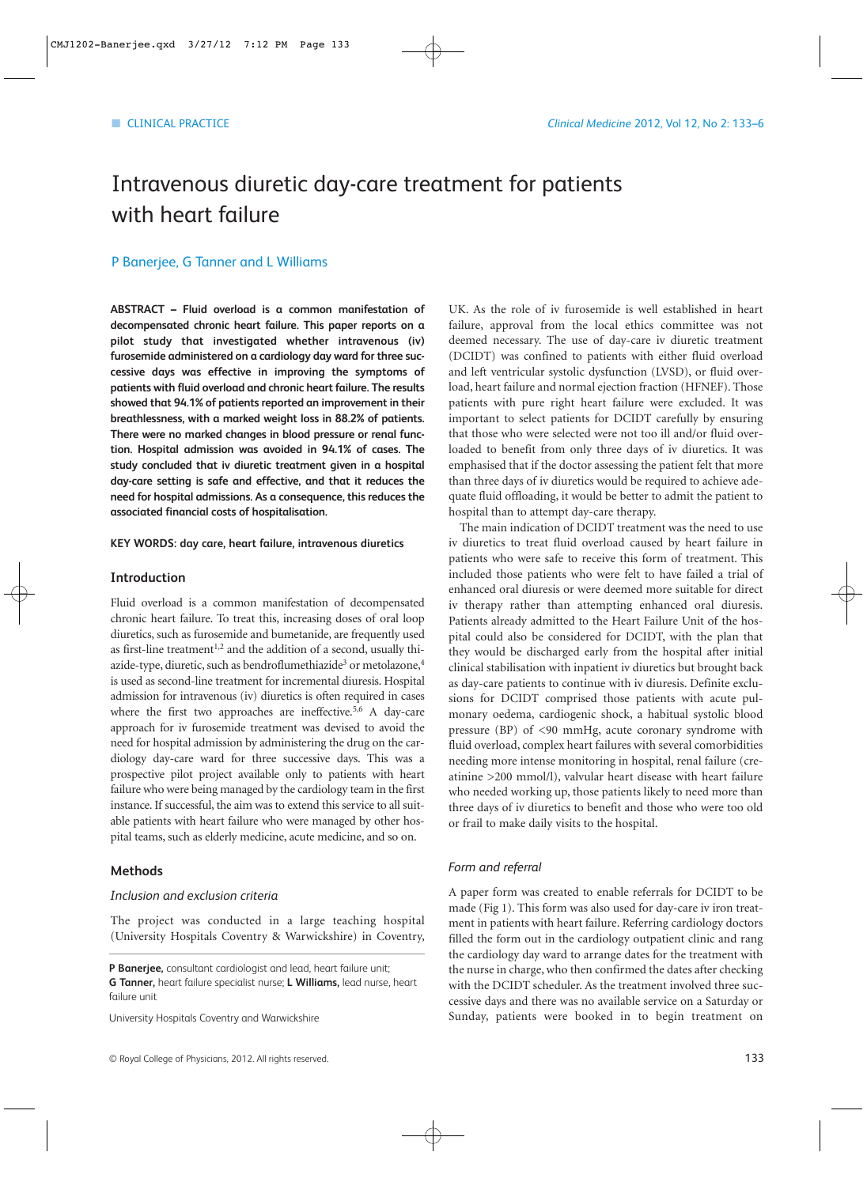CLINICAL PRACTICE

# Intravenous diuretic day-care treatment for patients with heart failure

P Banerjee, G Tanner and L Williams

**ABSTRACT – Fluid overload is a common manifestation of decompensated chronic heart failure. This paper reports on a pilot study that investigated whether intravenous (iv) furosemide administered on a cardiology day ward for three successive days was effective in improving the symptoms of patients with fluid overload and chronic heart failure. The results showed that 94.1% of patients reported an improvement in their breathlessness, with a marked weight loss in 88.2% of patients. There were no marked changes in blood pressure or renal function. Hospital admission was avoided in 94.1% of cases. The study concluded that iv diuretic treatment given in a hospital day-care setting is safe and effective, and that it reduces the need for hospital admissions. As a consequence, this reduces the associated financial costs of hospitalisation.**

**KEY WORDS: day care, heart failure, intravenous diuretics**

## Introduction

Fluid overload is a common manifestation of decompensated chronic heart failure. To treat this, increasing doses of oral loop diuretics, such as furosemide and bumetanide, are frequently used as first-line treatment[1,2] and the addition of a second, usually thiazide-type, diuretic, such as bendroflumethiazide[3] or metolazone,[4] is used as second-line treatment for incremental diuresis. Hospital admission for intravenous (iv) diuretics is often required in cases where the first two approaches are ineffective.[5,6] A day-care approach for iv furosemide treatment was devised to avoid the need for hospital admission by administering the drug on the cardiology day-care ward for three successive days. This was a prospective pilot project available only to patients with heart failure who were being managed by the cardiology team in the first instance. If successful, the aim was to extend this service to all suitable patients with heart failure who were managed by other hospital teams, such as elderly medicine, acute medicine, and so on.

## Methods

### *Inclusion and exclusion criteria*

The project was conducted in a large teaching hospital (University Hospitals Coventry & Warwickshire) in Coventry, UK. As the role of iv furosemide is well established in heart failure, approval from the local ethics committee was not deemed necessary. The use of day-care iv diuretic treatment (DCIDT) was confined to patients with either fluid overload and left ventricular systolic dysfunction (LVSD), or fluid overload, heart failure and normal ejection fraction (HFNEF). Those patients with pure right heart failure were excluded. It was important to select patients for DCIDT carefully by ensuring that those who were selected were not too ill and/or fluid overloaded to benefit from only three days of iv diuretics. It was emphasised that if the doctor assessing the patient felt that more than three days of iv diuretics would be required to achieve adequate fluid offloading, it would be better to admit the patient to hospital than to attempt day-care therapy.

The main indication of DCIDT treatment was the need to use iv diuretics to treat fluid overload caused by heart failure in patients who were safe to receive this form of treatment. This included those patients who were felt to have failed a trial of enhanced oral diuresis or were deemed more suitable for direct iv therapy rather than attempting enhanced oral diuresis. Patients already admitted to the Heart Failure Unit of the hospital could also be considered for DCIDT, with the plan that they would be discharged early from the hospital after initial clinical stabilisation with inpatient iv diuretics but brought back as day-care patients to continue with iv diuresis. Definite exclusions for DCIDT comprised those patients with acute pulmonary oedema, cardiogenic shock, a habitual systolic blood pressure (BP) of <90 mmHg, acute coronary syndrome with fluid overload, complex heart failures with several comorbidities needing more intense monitoring in hospital, renal failure (creatinine >200 mmol/l), valvular heart disease with heart failure who needed working up, those patients likely to need more than three days of iv diuretics to benefit and those who were too old or frail to make daily visits to the hospital.

### *Form and referral*

A paper form was created to enable referrals for DCIDT to be made (Fig 1). This form was also used for day-care iv iron treatment in patients with heart failure. Referring cardiology doctors filled the form out in the cardiology outpatient clinic and rang the cardiology day ward to arrange dates for the treatment with the nurse in charge, who then confirmed the dates after checking with the DCIDT scheduler. As the treatment involved three successive days and there was no available service on a Saturday or Sunday, patients were booked in to begin treatment on

**P Banerjee,** consultant cardiologist and lead, heart failure unit; **G Tanner,** heart failure specialist nurse; **L Williams,** lead nurse, heart failure unit

University Hospitals Coventry and Warwickshire

© Royal College of Physicians, 2012. All rights reserved.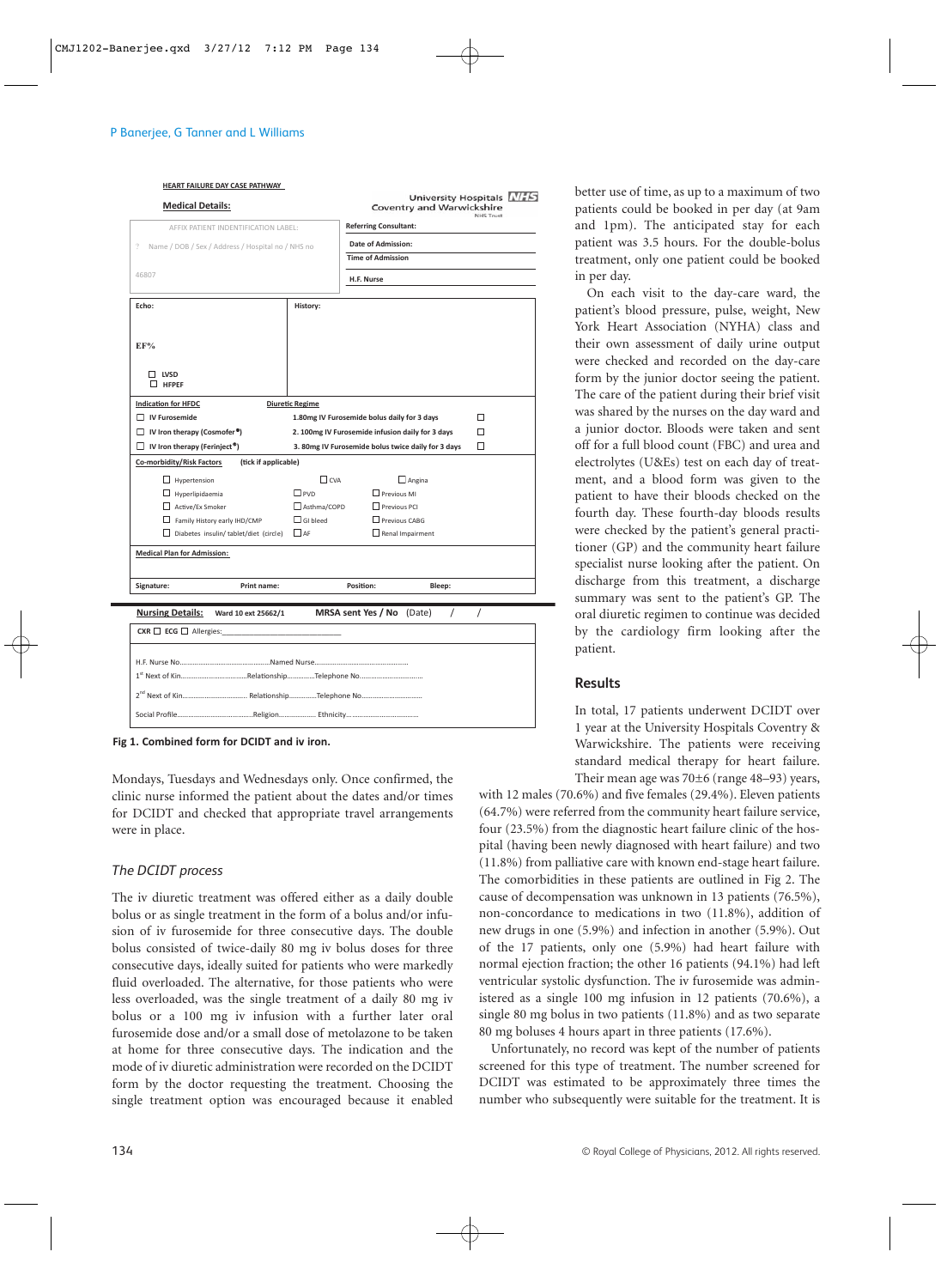**HEART FAILURE DAY CASE PATHWAY**

**Medical Details:**

University Hospitals Coventry and Warwickshire NHS Trust

| AFFIX PATIENT INDENTIFICATION LABEL: | Referring Consultant: |
|---|---|
| Name / DOB / Sex / Address / Hospital no / NHS no | Date of Admission: |
| | Time of Admission |
| 46807 | H.F. Nurse |

| Echo: | History: |
|---|---|
| EF% | |
| ☐ LVSD | |
| ☐ HFPEF | |

| Indication for HFDC | Diuretic Regime | |
|---|---|---|
| ☐ IV Furosemide | 1.80mg IV Furosemide bolus daily for 3 days | ☐ |
| ☐ IV Iron therapy (Cosmofer®) | 2. 100mg IV Furosemide infusion daily for 3 days | ☐ |
| ☐ IV Iron therapy (Ferinject®) | 3. 80mg IV Furosemide bolus twice daily for 3 days | ☐ |

**Co-morbidity/Risk Factors** (tick if applicable)

| | | |
|---|---|---|
| ☐ Hypertension | ☐ CVA | ☐ Angina |
| ☐ Hyperlipidaemia | ☐ PVD | ☐ Previous MI |
| ☐ Active/Ex Smoker | ☐ Asthma/COPD | ☐ Previous PCI |
| ☐ Family History early IHD/CMP | ☐ GI bleed | ☐ Previous CABG |
| ☐ Diabetes insulin/ tablet/diet (circle) | ☐ AF | ☐ Renal Impairment |

**Medical Plan for Admission:**

Signature: Print name: Position: Bleep:

**Nursing Details:** Ward 10 ext 25662/1 **MRSA sent Yes / No** (Date) / /

CXR ☐ ECG ☐ Allergies:____________________________

H.F. Nurse No.................................................Named Nurse..................................................

1st Next of Kin.....................................Relationship...............Telephone No..................................

2nd Next of Kin................................... Relationship...............Telephone No..................................

Social Profile.......................................Religion.................... Ethnicity.......................................

**Fig 1. Combined form for DCIDT and iv iron.**

Mondays, Tuesdays and Wednesdays only. Once confirmed, the clinic nurse informed the patient about the dates and/or times for DCIDT and checked that appropriate travel arrangements were in place.

### *The DCIDT process*

The iv diuretic treatment was offered either as a daily double bolus or as single treatment in the form of a bolus and/or infusion of iv furosemide for three consecutive days. The double bolus consisted of twice-daily 80 mg iv bolus doses for three consecutive days, ideally suited for patients who were markedly fluid overloaded. The alternative, for those patients who were less overloaded, was the single treatment of a daily 80 mg iv bolus or a 100 mg iv infusion with a further later oral furosemide dose and/or a small dose of metolazone to be taken at home for three consecutive days. The indication and the mode of iv diuretic administration were recorded on the DCIDT form by the doctor requesting the treatment. Choosing the single treatment option was encouraged because it enabled better use of time, as up to a maximum of two patients could be booked in per day (at 9am and 1pm). The anticipated stay for each patient was 3.5 hours. For the double-bolus treatment, only one patient could be booked in per day.

On each visit to the day-care ward, the patient's blood pressure, pulse, weight, New York Heart Association (NYHA) class and their own assessment of daily urine output were checked and recorded on the day-care form by the junior doctor seeing the patient. The care of the patient during their brief visit was shared by the nurses on the day ward and a junior doctor. Bloods were taken and sent off for a full blood count (FBC) and urea and electrolytes (U&Es) test on each day of treatment, and a blood form was given to the patient to have their bloods checked on the fourth day. These fourth-day bloods results were checked by the patient's general practitioner (GP) and the community heart failure specialist nurse looking after the patient. On discharge from this treatment, a discharge summary was sent to the patient's GP. The oral diuretic regimen to continue was decided by the cardiology firm looking after the patient.

## Results

In total, 17 patients underwent DCIDT over 1 year at the University Hospitals Coventry & Warwickshire. The patients were receiving standard medical therapy for heart failure. Their mean age was 70±6 (range 48–93) years, with 12 males (70.6%) and five females (29.4%). Eleven patients (64.7%) were referred from the community heart failure service, four (23.5%) from the diagnostic heart failure clinic of the hospital (having been newly diagnosed with heart failure) and two (11.8%) from palliative care with known end-stage heart failure. The comorbidities in these patients are outlined in Fig 2. The cause of decompensation was unknown in 13 patients (76.5%), non-concordance to medications in two (11.8%), addition of new drugs in one (5.9%) and infection in another (5.9%). Out of the 17 patients, only one (5.9%) had heart failure with normal ejection fraction; the other 16 patients (94.1%) had left ventricular systolic dysfunction. The iv furosemide was administered as a single 100 mg infusion in 12 patients (70.6%), a single 80 mg bolus in two patients (11.8%) and as two separate 80 mg boluses 4 hours apart in three patients (17.6%).

Unfortunately, no record was kept of the number of patients screened for this type of treatment. The number screened for DCIDT was estimated to be approximately three times the number who subsequently were suitable for the treatment. It is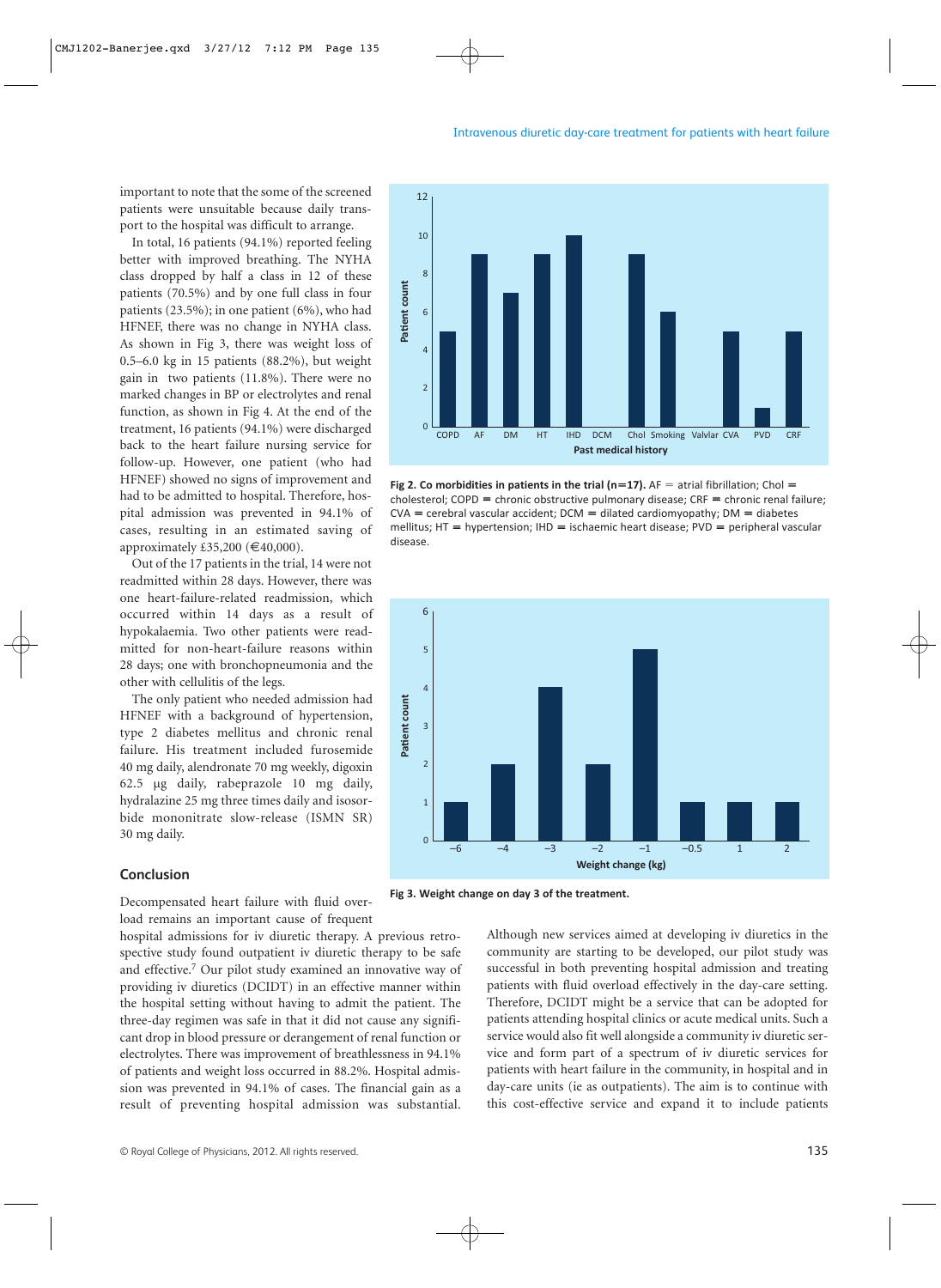important to note that the some of the screened patients were unsuitable because daily transport to the hospital was difficult to arrange.

In total, 16 patients (94.1%) reported feeling better with improved breathing. The NYHA class dropped by half a class in 12 of these patients (70.5%) and by one full class in four patients (23.5%); in one patient (6%), who had HFNEF, there was no change in NYHA class. As shown in Fig 3, there was weight loss of 0.5–6.0 kg in 15 patients (88.2%), but weight gain in two patients (11.8%). There were no marked changes in BP or electrolytes and renal function, as shown in Fig 4. At the end of the treatment, 16 patients (94.1%) were discharged back to the heart failure nursing service for follow-up. However, one patient (who had HFNEF) showed no signs of improvement and had to be admitted to hospital. Therefore, hospital admission was prevented in 94.1% of cases, resulting in an estimated saving of approximately £35,200 (€40,000).

Out of the 17 patients in the trial, 14 were not readmitted within 28 days. However, there was one heart-failure-related readmission, which occurred within 14 days as a result of hypokalaemia. Two other patients were readmitted for non-heart-failure reasons within 28 days; one with bronchopneumonia and the other with cellulitis of the legs.

The only patient who needed admission had HFNEF with a background of hypertension, type 2 diabetes mellitus and chronic renal failure. His treatment included furosemide 40 mg daily, alendronate 70 mg weekly, digoxin 62.5 µg daily, rabeprazole 10 mg daily, hydralazine 25 mg three times daily and isosorbide mononitrate slow-release (ISMN SR) 30 mg daily.

**Fig 2. Co morbidities in patients in the trial (n=17).** AF = atrial fibrillation; Chol = cholesterol; COPD = chronic obstructive pulmonary disease; CRF = chronic renal failure; CVA = cerebral vascular accident; DCM = dilated cardiomyopathy; DM = diabetes mellitus; HT = hypertension; IHD = ischaemic heart disease; PVD = peripheral vascular disease.

**Fig 3. Weight change on day 3 of the treatment.**

## Conclusion

Decompensated heart failure with fluid overload remains an important cause of frequent hospital admissions for iv diuretic therapy. A previous retrospective study found outpatient iv diuretic therapy to be safe and effective.[7] Our pilot study examined an innovative way of providing iv diuretics (DCIDT) in an effective manner within the hospital setting without having to admit the patient. The three-day regimen was safe in that it did not cause any significant drop in blood pressure or derangement of renal function or electrolytes. There was improvement of breathlessness in 94.1% of patients and weight loss occurred in 88.2%. Hospital admission was prevented in 94.1% of cases. The financial gain as a result of preventing hospital admission was substantial. Although new services aimed at developing iv diuretics in the community are starting to be developed, our pilot study was successful in both preventing hospital admission and treating patients with fluid overload effectively in the day-care setting. Therefore, DCIDT might be a service that can be adopted for patients attending hospital clinics or acute medical units. Such a service would also fit well alongside a community iv diuretic service and form part of a spectrum of iv diuretic services for patients with heart failure in the community, in hospital and in day-care units (ie as outpatients). The aim is to continue with this cost-effective service and expand it to include patients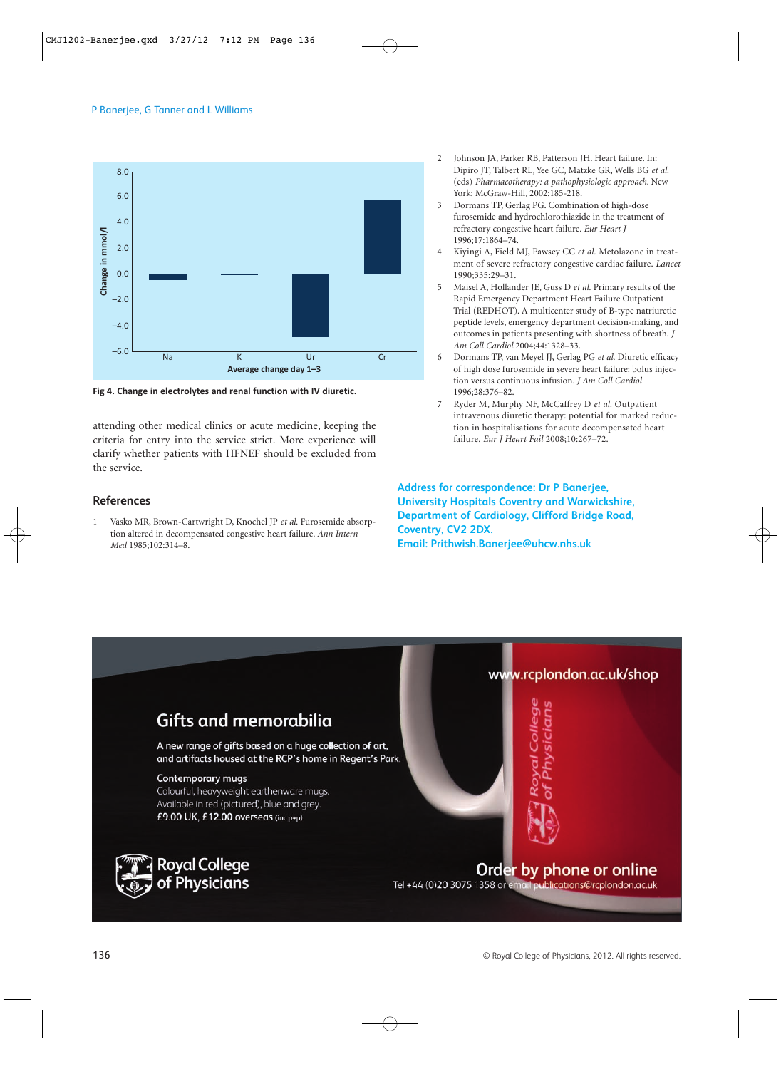8.0
6.0
4.0
2.0
0.0
−2.0
−4.0
−6.0

Change in mmol/l

Na
K
Ur
Cr

Average change day 1–3

**Fig 4. Change in electrolytes and renal function with IV diuretic.**

attending other medical clinics or acute medicine, keeping the criteria for entry into the service strict. More experience will clarify whether patients with HFNEF should be excluded from the service.

## References

1. Vasko MR, Brown-Cartwright D, Knochel JP *et al.* Furosemide absorption altered in decompensated congestive heart failure. *Ann Intern Med* 1985;102:314–8.
2. Johnson JA, Parker RB, Patterson JH. Heart failure. In: Dipiro JT, Talbert RL, Yee GC, Matzke GR, Wells BG *et al.* (eds) *Pharmacotherapy: a pathophysiologic approach.* New York: McGraw-Hill, 2002:185-218.
3. Dormans TP, Gerlag PG. Combination of high-dose furosemide and hydrochlorothiazide in the treatment of refractory congestive heart failure. *Eur Heart J* 1996;17:1864–74.
4. Kiyingi A, Field MJ, Pawsey CC *et al.* Metolazone in treatment of severe refractory congestive cardiac failure. *Lancet* 1990;335:29–31.
5. Maisel A, Hollander JE, Guss D *et al.* Primary results of the Rapid Emergency Department Heart Failure Outpatient Trial (REDHOT). A multicenter study of B-type natriuretic peptide levels, emergency department decision-making, and outcomes in patients presenting with shortness of breath. *J Am Coll Cardiol* 2004;44:1328–33.
6. Dormans TP, van Meyel JJ, Gerlag PG *et al.* Diuretic efficacy of high dose furosemide in severe heart failure: bolus injection versus continuous infusion. *J Am Coll Cardiol* 1996;28:376–82.
7. Ryder M, Murphy NF, McCaffrey D *et al.* Outpatient intravenous diuretic therapy: potential for marked reduction in hospitalisations for acute decompensated heart failure. *Eur J Heart Fail* 2008;10:267–72.

**Address for correspondence: Dr P Banerjee, University Hospitals Coventry and Warwickshire, Department of Cardiology, Clifford Bridge Road, Coventry, CV2 2DX.**
**Email: Prithwish.Banerjee@uhcw.nhs.uk**

www.rcplondon.ac.uk/shop

## Gifts and memorabilia

A new range of gifts based on a huge collection of art, and artifacts housed at the RCP's home in Regent's Park.

Contemporary mugs
Colourful, heavyweight earthenware mugs.
Available in red (pictured), blue and grey.
£9.00 UK, £12.00 overseas (inc p+p)

Royal College of Physicians

Order by phone or online
Tel +44 (0)20 3075 1358 or email publications@rcplondon.ac.uk

© Royal College of Physicians, 2012. All rights reserved.